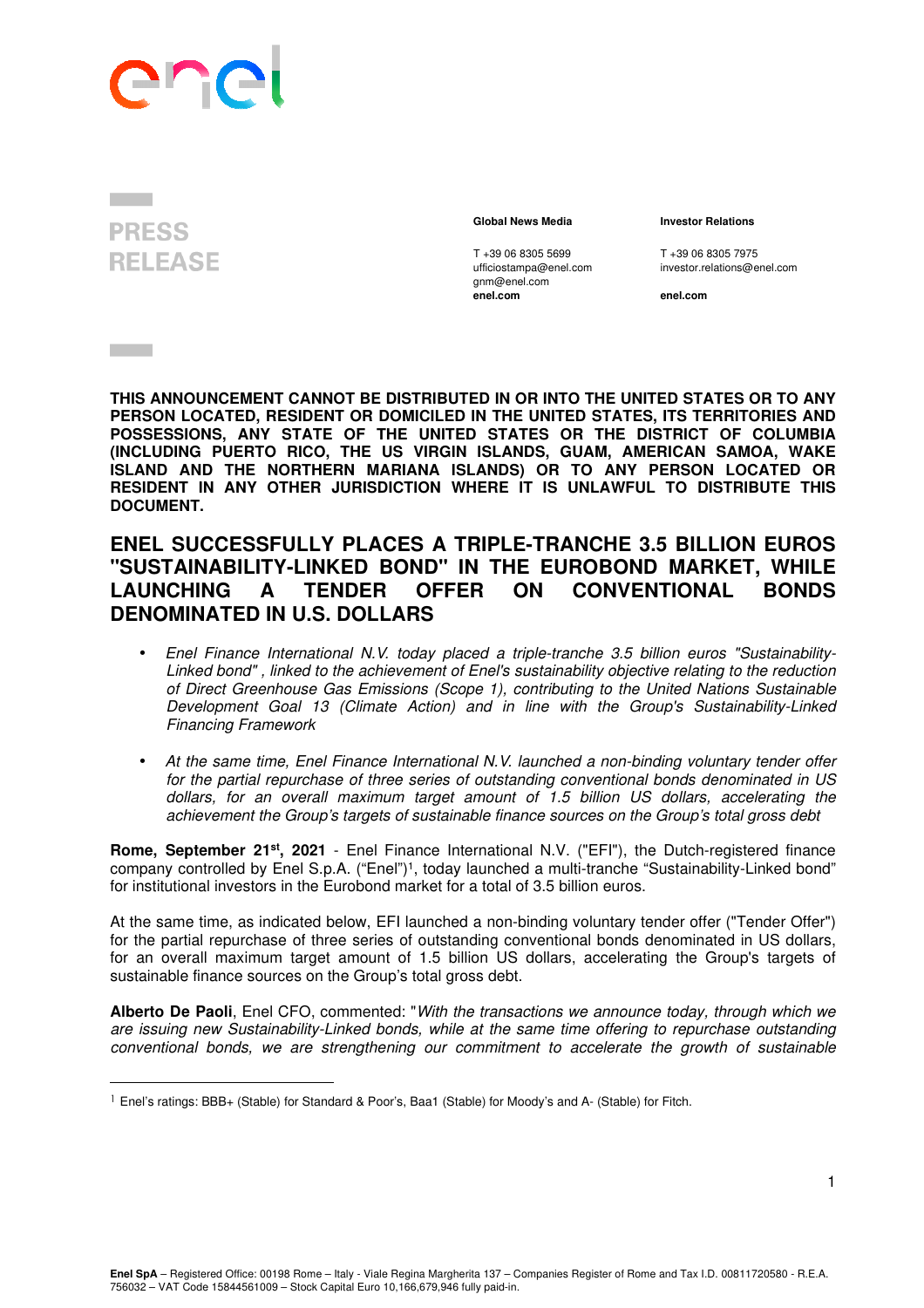PRESS RELEASE

**Global News Media**

T +39 06 8305 5699
ufficiostampa@enel.com
gnm@enel.com
**enel.com**

**Investor Relations**

T +39 06 8305 7975
investor.relations@enel.com
**enel.com**

**THIS ANNOUNCEMENT CANNOT BE DISTRIBUTED IN OR INTO THE UNITED STATES OR TO ANY PERSON LOCATED, RESIDENT OR DOMICILED IN THE UNITED STATES, ITS TERRITORIES AND POSSESSIONS, ANY STATE OF THE UNITED STATES OR THE DISTRICT OF COLUMBIA (INCLUDING PUERTO RICO, THE US VIRGIN ISLANDS, GUAM, AMERICAN SAMOA, WAKE ISLAND AND THE NORTHERN MARIANA ISLANDS) OR TO ANY PERSON LOCATED OR RESIDENT IN ANY OTHER JURISDICTION WHERE IT IS UNLAWFUL TO DISTRIBUTE THIS DOCUMENT.**

# ENEL SUCCESSFULLY PLACES A TRIPLE-TRANCHE 3.5 BILLION EUROS "SUSTAINABILITY-LINKED BOND" IN THE EUROBOND MARKET, WHILE LAUNCHING A TENDER OFFER ON CONVENTIONAL BONDS DENOMINATED IN U.S. DOLLARS

- *Enel Finance International N.V. today placed a triple-tranche 3.5 billion euros "Sustainability-Linked bond" , linked to the achievement of Enel's sustainability objective relating to the reduction of Direct Greenhouse Gas Emissions (Scope 1), contributing to the United Nations Sustainable Development Goal 13 (Climate Action) and in line with the Group's Sustainability-Linked Financing Framework*
- *At the same time, Enel Finance International N.V. launched a non-binding voluntary tender offer for the partial repurchase of three series of outstanding conventional bonds denominated in US dollars, for an overall maximum target amount of 1.5 billion US dollars, accelerating the achievement the Group's targets of sustainable finance sources on the Group's total gross debt*

**Rome, September 21st, 2021** - Enel Finance International N.V. ("EFI"), the Dutch-registered finance company controlled by Enel S.p.A. ("Enel")[1], today launched a multi-tranche "Sustainability-Linked bond" for institutional investors in the Eurobond market for a total of 3.5 billion euros.

At the same time, as indicated below, EFI launched a non-binding voluntary tender offer ("Tender Offer") for the partial repurchase of three series of outstanding conventional bonds denominated in US dollars, for an overall maximum target amount of 1.5 billion US dollars, accelerating the Group's targets of sustainable finance sources on the Group's total gross debt.

**Alberto De Paoli**, Enel CFO, commented: "*With the transactions we announce today, through which we are issuing new Sustainability-Linked bonds, while at the same time offering to repurchase outstanding conventional bonds, we are strengthening our commitment to accelerate the growth of sustainable*

[1] Enel's ratings: BBB+ (Stable) for Standard & Poor's, Baa1 (Stable) for Moody's and A- (Stable) for Fitch.

**Enel SpA** – Registered Office: 00198 Rome – Italy - Viale Regina Margherita 137 – Companies Register of Rome and Tax I.D. 00811720580 - R.E.A. 756032 – VAT Code 15844561009 – Stock Capital Euro 10,166,679,946 fully paid-in.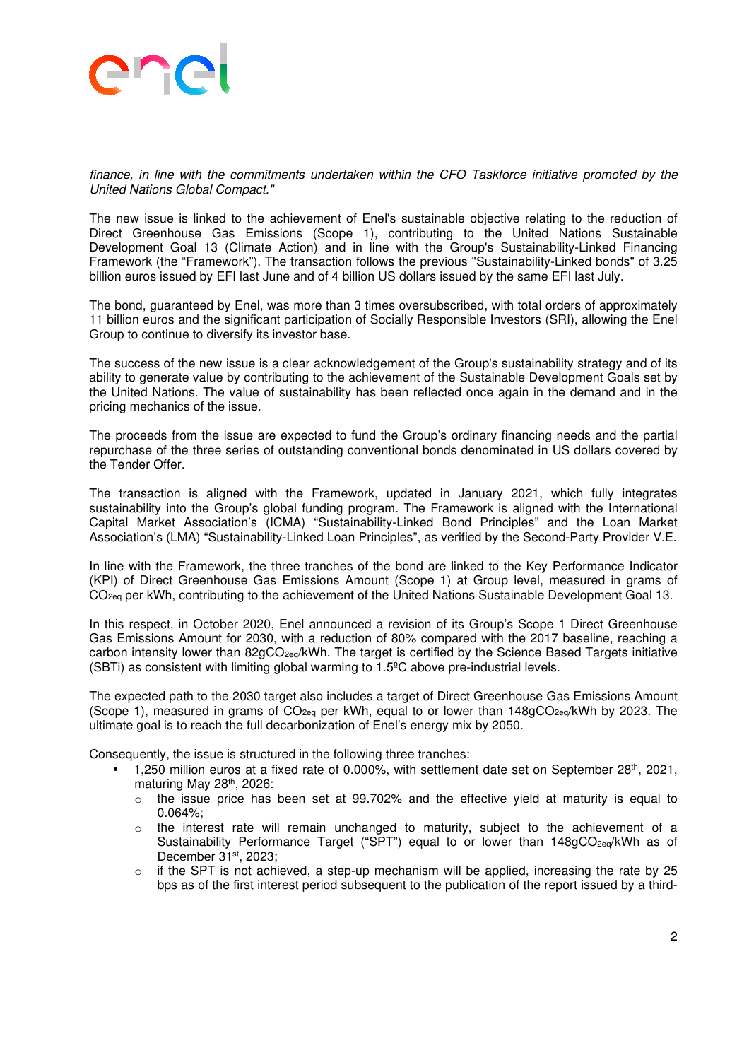*finance, in line with the commitments undertaken within the CFO Taskforce initiative promoted by the United Nations Global Compact."*

The new issue is linked to the achievement of Enel's sustainable objective relating to the reduction of Direct Greenhouse Gas Emissions (Scope 1), contributing to the United Nations Sustainable Development Goal 13 (Climate Action) and in line with the Group's Sustainability-Linked Financing Framework (the "Framework"). The transaction follows the previous "Sustainability-Linked bonds" of 3.25 billion euros issued by EFI last June and of 4 billion US dollars issued by the same EFI last July.

The bond, guaranteed by Enel, was more than 3 times oversubscribed, with total orders of approximately 11 billion euros and the significant participation of Socially Responsible Investors (SRI), allowing the Enel Group to continue to diversify its investor base.

The success of the new issue is a clear acknowledgement of the Group's sustainability strategy and of its ability to generate value by contributing to the achievement of the Sustainable Development Goals set by the United Nations. The value of sustainability has been reflected once again in the demand and in the pricing mechanics of the issue.

The proceeds from the issue are expected to fund the Group's ordinary financing needs and the partial repurchase of the three series of outstanding conventional bonds denominated in US dollars covered by the Tender Offer.

The transaction is aligned with the Framework, updated in January 2021, which fully integrates sustainability into the Group's global funding program. The Framework is aligned with the International Capital Market Association's (ICMA) "Sustainability-Linked Bond Principles" and the Loan Market Association's (LMA) "Sustainability-Linked Loan Principles", as verified by the Second-Party Provider V.E.

In line with the Framework, the three tranches of the bond are linked to the Key Performance Indicator (KPI) of Direct Greenhouse Gas Emissions Amount (Scope 1) at Group level, measured in grams of $CO_{2eq}$ per kWh, contributing to the achievement of the United Nations Sustainable Development Goal 13.

In this respect, in October 2020, Enel announced a revision of its Group's Scope 1 Direct Greenhouse Gas Emissions Amount for 2030, with a reduction of 80% compared with the 2017 baseline, reaching a carbon intensity lower than 82g$CO_{2eq}$/kWh. The target is certified by the Science Based Targets initiative (SBTi) as consistent with limiting global warming to 1.5ºC above pre-industrial levels.

The expected path to the 2030 target also includes a target of Direct Greenhouse Gas Emissions Amount (Scope 1), measured in grams of $CO_{2eq}$ per kWh, equal to or lower than 148g$CO_{2eq}$/kWh by 2023. The ultimate goal is to reach the full decarbonization of Enel's energy mix by 2050.

Consequently, the issue is structured in the following three tranches:

- 1,250 million euros at a fixed rate of 0.000%, with settlement date set on September 28th, 2021, maturing May 28th, 2026:
  - the issue price has been set at 99.702% and the effective yield at maturity is equal to 0.064%;
  - the interest rate will remain unchanged to maturity, subject to the achievement of a Sustainability Performance Target ("SPT") equal to or lower than 148g$CO_{2eq}$/kWh as of December 31st, 2023;
  - if the SPT is not achieved, a step-up mechanism will be applied, increasing the rate by 25 bps as of the first interest period subsequent to the publication of the report issued by a third-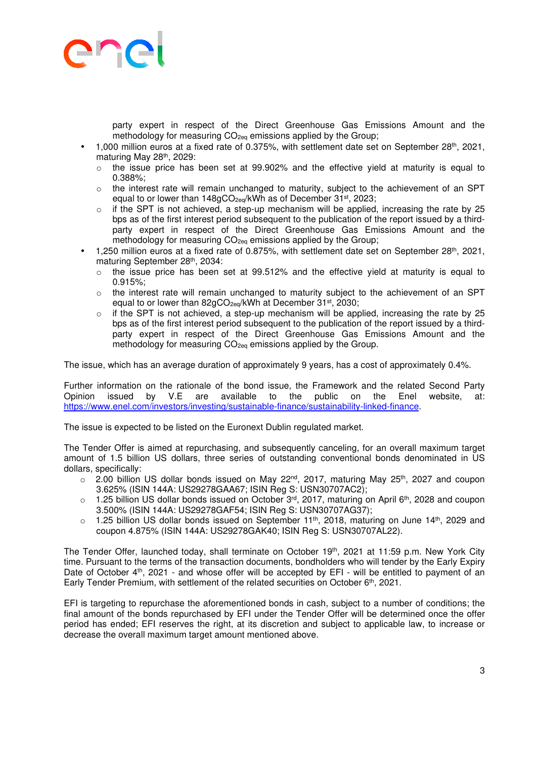party expert in respect of the Direct Greenhouse Gas Emissions Amount and the methodology for measuring $CO_{2eq}$ emissions applied by the Group;

- 1,000 million euros at a fixed rate of 0.375%, with settlement date set on September 28th, 2021, maturing May 28th, 2029:
  - the issue price has been set at 99.902% and the effective yield at maturity is equal to 0.388%;
  - the interest rate will remain unchanged to maturity, subject to the achievement of an SPT equal to or lower than 148g$CO_{2eq}$/kWh as of December 31st, 2023;
  - if the SPT is not achieved, a step-up mechanism will be applied, increasing the rate by 25 bps as of the first interest period subsequent to the publication of the report issued by a third-party expert in respect of the Direct Greenhouse Gas Emissions Amount and the methodology for measuring $CO_{2eq}$ emissions applied by the Group;
- 1,250 million euros at a fixed rate of 0.875%, with settlement date set on September 28th, 2021, maturing September 28th, 2034:
  - the issue price has been set at 99.512% and the effective yield at maturity is equal to 0.915%;
  - the interest rate will remain unchanged to maturity subject to the achievement of an SPT equal to or lower than 82g$CO_{2eq}$/kWh at December 31st, 2030;
  - if the SPT is not achieved, a step-up mechanism will be applied, increasing the rate by 25 bps as of the first interest period subsequent to the publication of the report issued by a third-party expert in respect of the Direct Greenhouse Gas Emissions Amount and the methodology for measuring $CO_{2eq}$ emissions applied by the Group.

The issue, which has an average duration of approximately 9 years, has a cost of approximately 0.4%.

Further information on the rationale of the bond issue, the Framework and the related Second Party Opinion issued by V.E are available to the public on the Enel website, at: https://www.enel.com/investors/investing/sustainable-finance/sustainability-linked-finance.

The issue is expected to be listed on the Euronext Dublin regulated market.

The Tender Offer is aimed at repurchasing, and subsequently canceling, for an overall maximum target amount of 1.5 billion US dollars, three series of outstanding conventional bonds denominated in US dollars, specifically:

- 2.00 billion US dollar bonds issued on May 22nd, 2017, maturing May 25th, 2027 and coupon 3.625% (ISIN 144A: US29278GAA67; ISIN Reg S: USN30707AC2);
- 1.25 billion US dollar bonds issued on October 3rd, 2017, maturing on April 6th, 2028 and coupon 3.500% (ISIN 144A: US29278GAF54; ISIN Reg S: USN30707AG37);
- 1.25 billion US dollar bonds issued on September 11th, 2018, maturing on June 14th, 2029 and coupon 4.875% (ISIN 144A: US29278GAK40; ISIN Reg S: USN30707AL22).

The Tender Offer, launched today, shall terminate on October 19th, 2021 at 11:59 p.m. New York City time. Pursuant to the terms of the transaction documents, bondholders who will tender by the Early Expiry Date of October 4th, 2021 - and whose offer will be accepted by EFI - will be entitled to payment of an Early Tender Premium, with settlement of the related securities on October 6th, 2021.

EFI is targeting to repurchase the aforementioned bonds in cash, subject to a number of conditions; the final amount of the bonds repurchased by EFI under the Tender Offer will be determined once the offer period has ended; EFI reserves the right, at its discretion and subject to applicable law, to increase or decrease the overall maximum target amount mentioned above.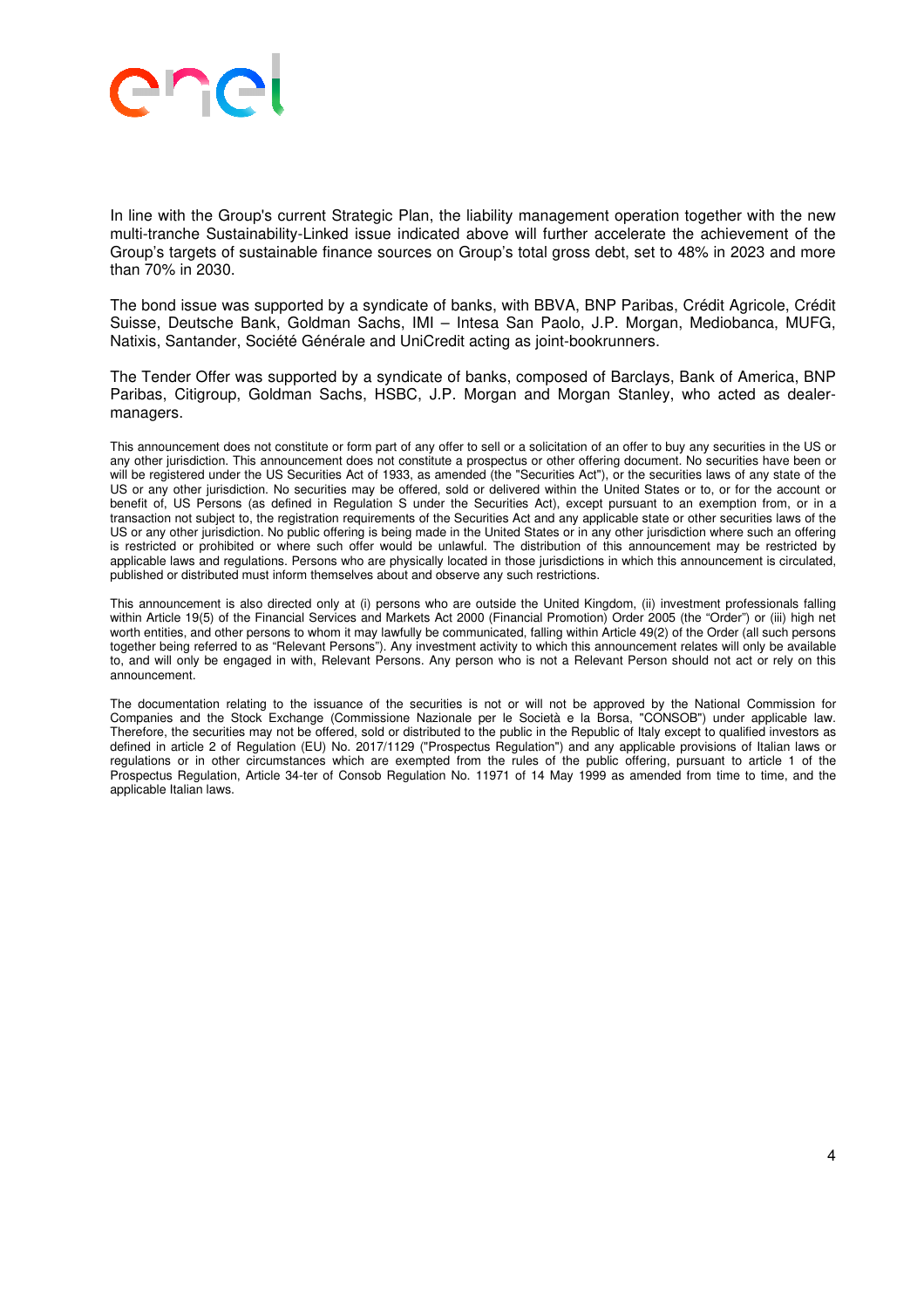In line with the Group's current Strategic Plan, the liability management operation together with the new multi-tranche Sustainability-Linked issue indicated above will further accelerate the achievement of the Group’s targets of sustainable finance sources on Group’s total gross debt, set to 48% in 2023 and more than 70% in 2030.

The bond issue was supported by a syndicate of banks, with BBVA, BNP Paribas, Crédit Agricole, Crédit Suisse, Deutsche Bank, Goldman Sachs, IMI – Intesa San Paolo, J.P. Morgan, Mediobanca, MUFG, Natixis, Santander, Société Générale and UniCredit acting as joint-bookrunners.

The Tender Offer was supported by a syndicate of banks, composed of Barclays, Bank of America, BNP Paribas, Citigroup, Goldman Sachs, HSBC, J.P. Morgan and Morgan Stanley, who acted as dealer-managers.

This announcement does not constitute or form part of any offer to sell or a solicitation of an offer to buy any securities in the US or any other jurisdiction. This announcement does not constitute a prospectus or other offering document. No securities have been or will be registered under the US Securities Act of 1933, as amended (the "Securities Act"), or the securities laws of any state of the US or any other jurisdiction. No securities may be offered, sold or delivered within the United States or to, or for the account or benefit of, US Persons (as defined in Regulation S under the Securities Act), except pursuant to an exemption from, or in a transaction not subject to, the registration requirements of the Securities Act and any applicable state or other securities laws of the US or any other jurisdiction. No public offering is being made in the United States or in any other jurisdiction where such an offering is restricted or prohibited or where such offer would be unlawful. The distribution of this announcement may be restricted by applicable laws and regulations. Persons who are physically located in those jurisdictions in which this announcement is circulated, published or distributed must inform themselves about and observe any such restrictions.

This announcement is also directed only at (i) persons who are outside the United Kingdom, (ii) investment professionals falling within Article 19(5) of the Financial Services and Markets Act 2000 (Financial Promotion) Order 2005 (the “Order”) or (iii) high net worth entities, and other persons to whom it may lawfully be communicated, falling within Article 49(2) of the Order (all such persons together being referred to as “Relevant Persons”). Any investment activity to which this announcement relates will only be available to, and will only be engaged in with, Relevant Persons. Any person who is not a Relevant Person should not act or rely on this announcement.

The documentation relating to the issuance of the securities is not or will not be approved by the National Commission for Companies and the Stock Exchange (Commissione Nazionale per le Società e la Borsa, "CONSOB") under applicable law. Therefore, the securities may not be offered, sold or distributed to the public in the Republic of Italy except to qualified investors as defined in article 2 of Regulation (EU) No. 2017/1129 ("Prospectus Regulation") and any applicable provisions of Italian laws or regulations or in other circumstances which are exempted from the rules of the public offering, pursuant to article 1 of the Prospectus Regulation, Article 34-ter of Consob Regulation No. 11971 of 14 May 1999 as amended from time to time, and the applicable Italian laws.